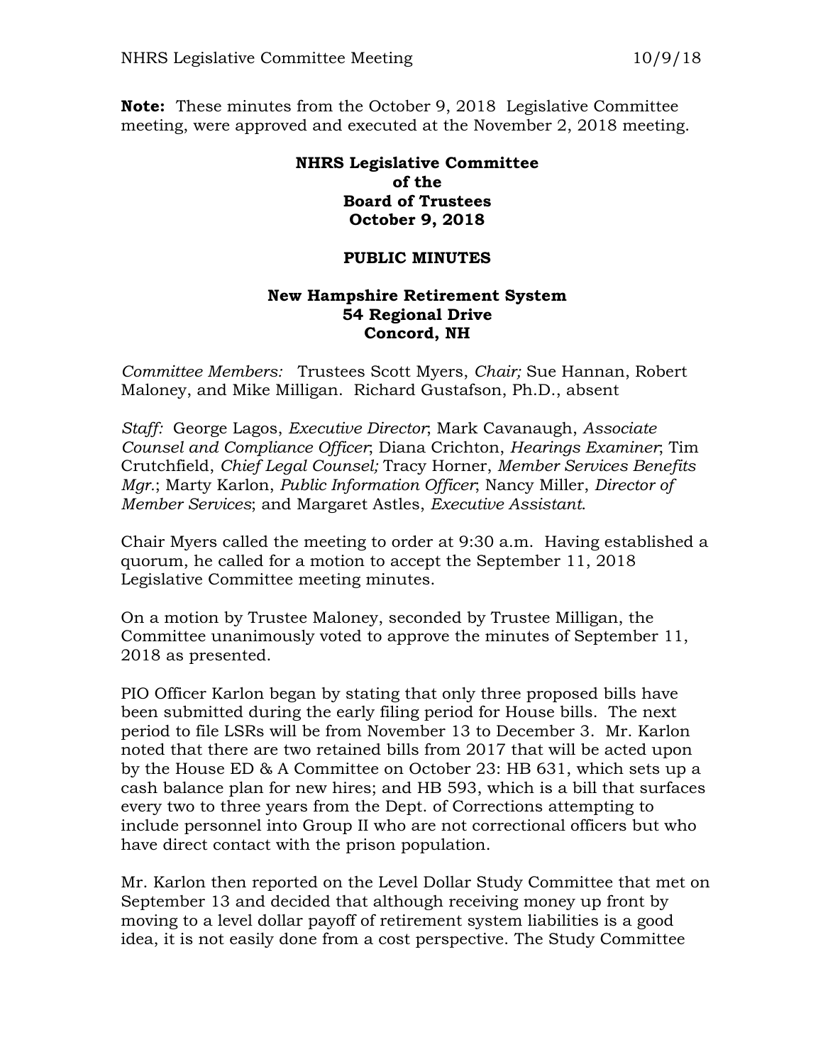**Note:** These minutes from the October 9, 2018 Legislative Committee meeting, were approved and executed at the November 2, 2018 meeting.

# NHRS Legislative Committee of the Board of Trustees October 9, 2018

## PUBLIC MINUTES

### New Hampshire Retirement System 54 Regional Drive Concord, NH

*Committee Members:* Trustees Scott Myers, *Chair;* Sue Hannan, Robert Maloney, and Mike Milligan. Richard Gustafson, Ph.D., absent

*Staff:* George Lagos, *Executive Director*; Mark Cavanaugh, *Associate Counsel and Compliance Officer*; Diana Crichton, *Hearings Examiner*; Tim Crutchfield, *Chief Legal Counsel;* Tracy Horner, *Member Services Benefits Mgr.*; Marty Karlon, *Public Information Officer*; Nancy Miller, *Director of Member Services*; and Margaret Astles, *Executive Assistant*.

Chair Myers called the meeting to order at 9:30 a.m. Having established a quorum, he called for a motion to accept the September 11, 2018 Legislative Committee meeting minutes.

On a motion by Trustee Maloney, seconded by Trustee Milligan, the Committee unanimously voted to approve the minutes of September 11, 2018 as presented.

PIO Officer Karlon began by stating that only three proposed bills have been submitted during the early filing period for House bills. The next period to file LSRs will be from November 13 to December 3. Mr. Karlon noted that there are two retained bills from 2017 that will be acted upon by the House ED & A Committee on October 23: HB 631, which sets up a cash balance plan for new hires; and HB 593, which is a bill that surfaces every two to three years from the Dept. of Corrections attempting to include personnel into Group II who are not correctional officers but who have direct contact with the prison population.

Mr. Karlon then reported on the Level Dollar Study Committee that met on September 13 and decided that although receiving money up front by moving to a level dollar payoff of retirement system liabilities is a good idea, it is not easily done from a cost perspective. The Study Committee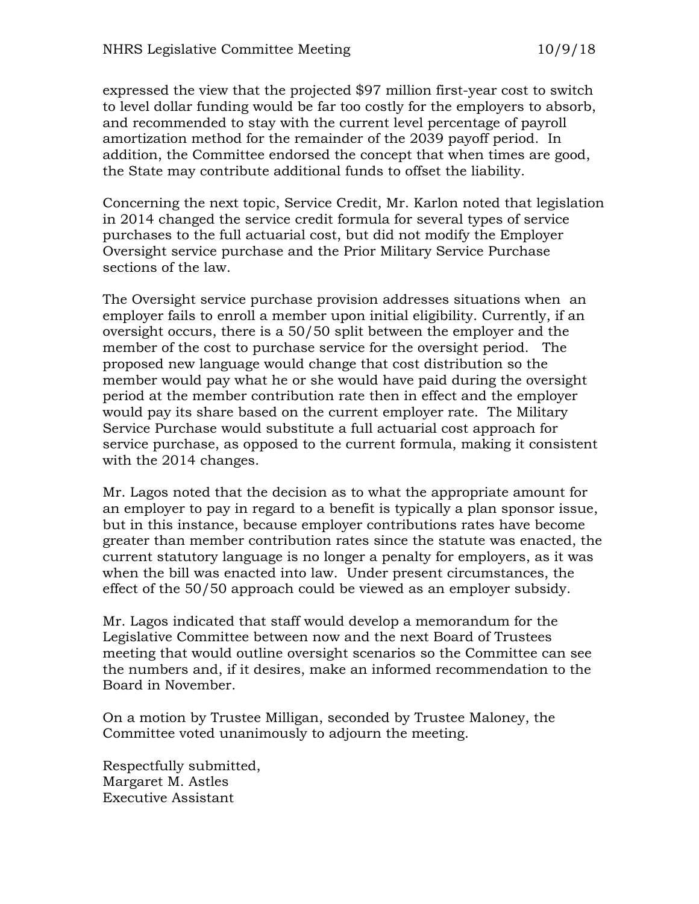expressed the view that the projected $97 million first-year cost to switch to level dollar funding would be far too costly for the employers to absorb, and recommended to stay with the current level percentage of payroll amortization method for the remainder of the 2039 payoff period. In addition, the Committee endorsed the concept that when times are good, the State may contribute additional funds to offset the liability.

Concerning the next topic, Service Credit, Mr. Karlon noted that legislation in 2014 changed the service credit formula for several types of service purchases to the full actuarial cost, but did not modify the Employer Oversight service purchase and the Prior Military Service Purchase sections of the law.

The Oversight service purchase provision addresses situations when an employer fails to enroll a member upon initial eligibility. Currently, if an oversight occurs, there is a 50/50 split between the employer and the member of the cost to purchase service for the oversight period. The proposed new language would change that cost distribution so the member would pay what he or she would have paid during the oversight period at the member contribution rate then in effect and the employer would pay its share based on the current employer rate. The Military Service Purchase would substitute a full actuarial cost approach for service purchase, as opposed to the current formula, making it consistent with the 2014 changes.

Mr. Lagos noted that the decision as to what the appropriate amount for an employer to pay in regard to a benefit is typically a plan sponsor issue, but in this instance, because employer contributions rates have become greater than member contribution rates since the statute was enacted, the current statutory language is no longer a penalty for employers, as it was when the bill was enacted into law. Under present circumstances, the effect of the 50/50 approach could be viewed as an employer subsidy.

Mr. Lagos indicated that staff would develop a memorandum for the Legislative Committee between now and the next Board of Trustees meeting that would outline oversight scenarios so the Committee can see the numbers and, if it desires, make an informed recommendation to the Board in November.

On a motion by Trustee Milligan, seconded by Trustee Maloney, the Committee voted unanimously to adjourn the meeting.

Respectfully submitted,
Margaret M. Astles
Executive Assistant